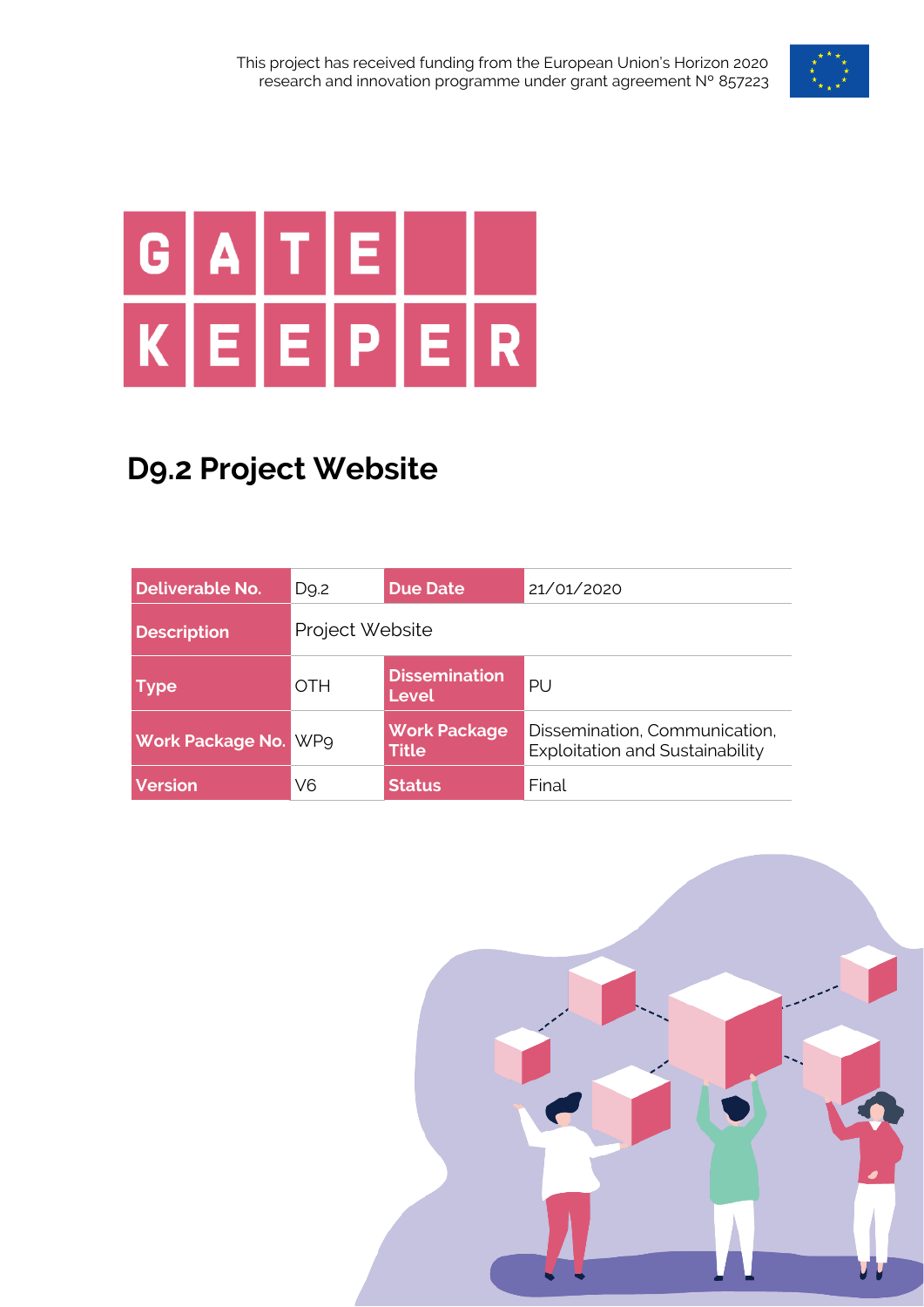This project has received funding from the European Union's Horizon 2020 research and innovation programme under grant agreement N° 857223

# GATE KEEPER

## D9.2 Project Website

| Deliverable No. | D9.2 | Due Date | 21/01/2020 |
|---|---|---|---|
| Description | Project Website | | |
| Type | OTH | Dissemination Level | PU |
| Work Package No. | WP9 | Work Package Title | Dissemination, Communication, Exploitation and Sustainability |
| Version | V6 | Status | Final |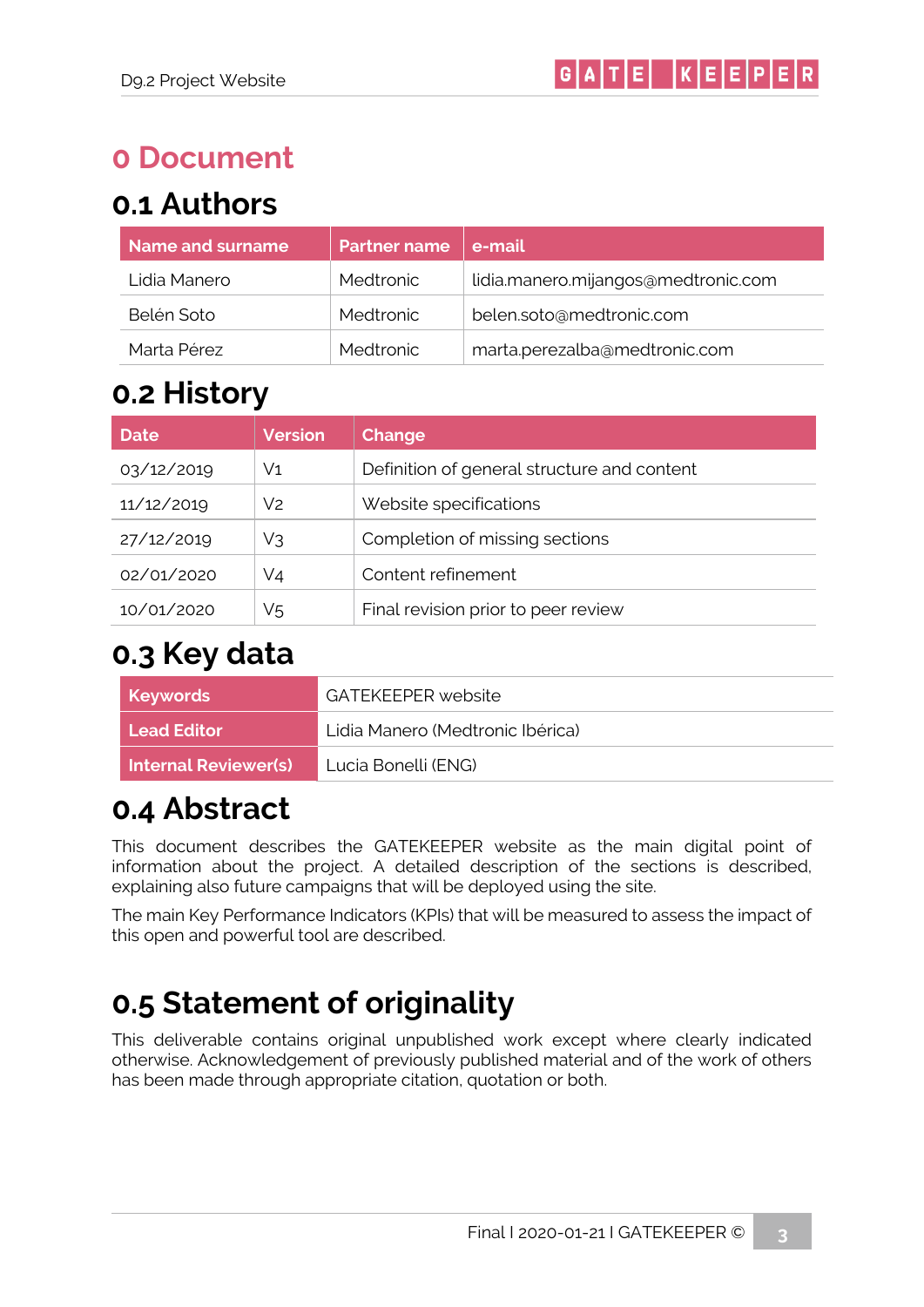# 0 Document

## 0.1 Authors

| Name and surname | Partner name | e-mail |
|---|---|---|
| Lidia Manero | Medtronic | lidia.manero.mijangos@medtronic.com |
| Belén Soto | Medtronic | belen.soto@medtronic.com |
| Marta Pérez | Medtronic | marta.perezalba@medtronic.com |

## 0.2 History

| Date | Version | Change |
|---|---|---|
| 03/12/2019 | V1 | Definition of general structure and content |
| 11/12/2019 | V2 | Website specifications |
| 27/12/2019 | V3 | Completion of missing sections |
| 02/01/2020 | V4 | Content refinement |
| 10/01/2020 | V5 | Final revision prior to peer review |

## 0.3 Key data

| | |
|---|---|
| **Keywords** | GATEKEEPER website |
| **Lead Editor** | Lidia Manero (Medtronic Ibérica) |
| **Internal Reviewer(s)** | Lucia Bonelli (ENG) |

## 0.4 Abstract

This document describes the GATEKEEPER website as the main digital point of information about the project. A detailed description of the sections is described, explaining also future campaigns that will be deployed using the site.

The main Key Performance Indicators (KPIs) that will be measured to assess the impact of this open and powerful tool are described.

## 0.5 Statement of originality

This deliverable contains original unpublished work except where clearly indicated otherwise. Acknowledgement of previously published material and of the work of others has been made through appropriate citation, quotation or both.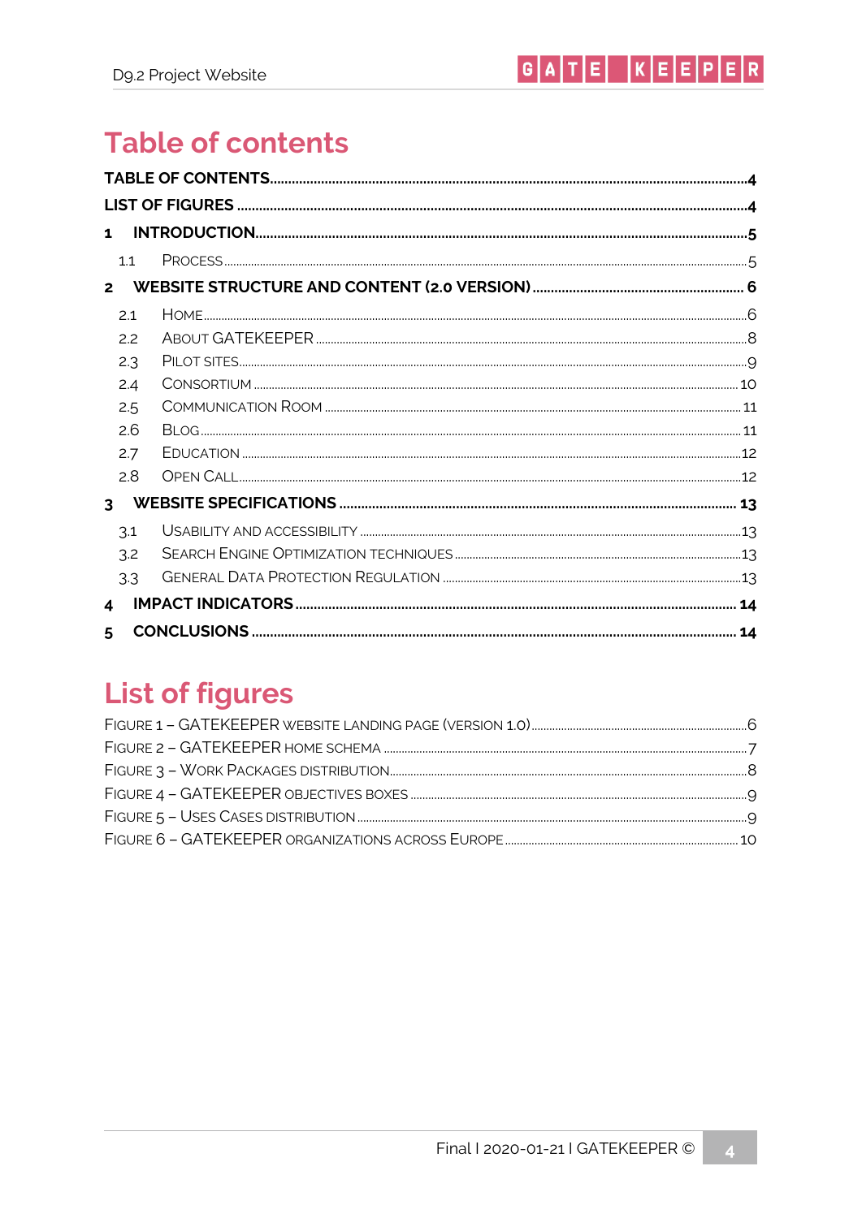# Table of contents

TABLE OF CONTENTS ........ 4
LIST OF FIGURES ........ 4
1 INTRODUCTION ........ 5
  1.1 PROCESS ........ 5
2 WEBSITE STRUCTURE AND CONTENT (2.0 VERSION) ........ 6
  2.1 HOME ........ 6
  2.2 ABOUT GATEKEEPER ........ 8
  2.3 PILOT SITES ........ 9
  2.4 CONSORTIUM ........ 10
  2.5 COMMUNICATION ROOM ........ 11
  2.6 BLOG ........ 11
  2.7 EDUCATION ........ 12
  2.8 OPEN CALL ........ 12
3 WEBSITE SPECIFICATIONS ........ 13
  3.1 USABILITY AND ACCESSIBILITY ........ 13
  3.2 SEARCH ENGINE OPTIMIZATION TECHNIQUES ........ 13
  3.3 GENERAL DATA PROTECTION REGULATION ........ 13
4 IMPACT INDICATORS ........ 14
5 CONCLUSIONS ........ 14

# List of figures

FIGURE 1 – GATEKEEPER WEBSITE LANDING PAGE (VERSION 1.0) ........ 6
FIGURE 2 – GATEKEEPER HOME SCHEMA ........ 7
FIGURE 3 – WORK PACKAGES DISTRIBUTION ........ 8
FIGURE 4 – GATEKEEPER OBJECTIVES BOXES ........ 9
FIGURE 5 – USES CASES DISTRIBUTION ........ 9
FIGURE 6 – GATEKEEPER ORGANIZATIONS ACROSS EUROPE ........ 10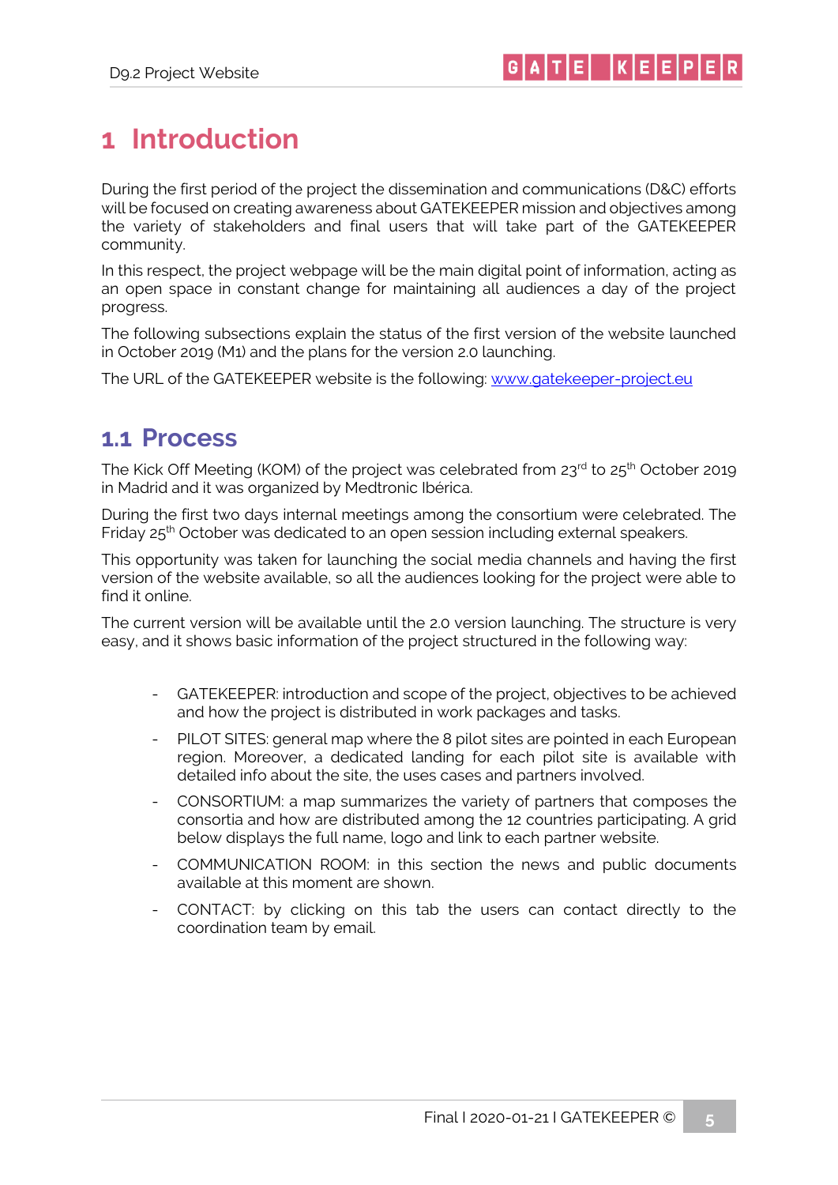# 1 Introduction

During the first period of the project the dissemination and communications (D&C) efforts will be focused on creating awareness about GATEKEEPER mission and objectives among the variety of stakeholders and final users that will take part of the GATEKEEPER community.

In this respect, the project webpage will be the main digital point of information, acting as an open space in constant change for maintaining all audiences a day of the project progress.

The following subsections explain the status of the first version of the website launched in October 2019 (M1) and the plans for the version 2.0 launching.

The URL of the GATEKEEPER website is the following: www.gatekeeper-project.eu

## 1.1 Process

The Kick Off Meeting (KOM) of the project was celebrated from 23rd to 25th October 2019 in Madrid and it was organized by Medtronic Ibérica.

During the first two days internal meetings among the consortium were celebrated. The Friday 25th October was dedicated to an open session including external speakers.

This opportunity was taken for launching the social media channels and having the first version of the website available, so all the audiences looking for the project were able to find it online.

The current version will be available until the 2.0 version launching. The structure is very easy, and it shows basic information of the project structured in the following way:

- GATEKEEPER: introduction and scope of the project, objectives to be achieved and how the project is distributed in work packages and tasks.
- PILOT SITES: general map where the 8 pilot sites are pointed in each European region. Moreover, a dedicated landing for each pilot site is available with detailed info about the site, the uses cases and partners involved.
- CONSORTIUM: a map summarizes the variety of partners that composes the consortia and how are distributed among the 12 countries participating. A grid below displays the full name, logo and link to each partner website.
- COMMUNICATION ROOM: in this section the news and public documents available at this moment are shown.
- CONTACT: by clicking on this tab the users can contact directly to the coordination team by email.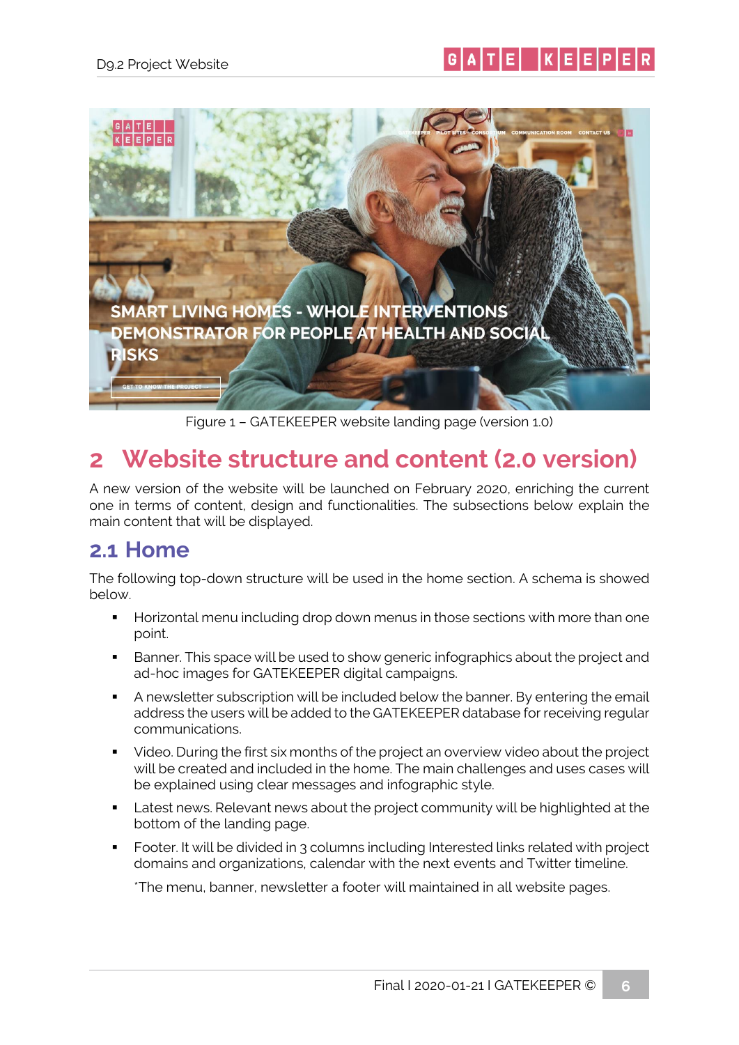Figure 1 – GATEKEEPER website landing page (version 1.0)

# 2 Website structure and content (2.0 version)

A new version of the website will be launched on February 2020, enriching the current one in terms of content, design and functionalities. The subsections below explain the main content that will be displayed.

## 2.1 Home

The following top-down structure will be used in the home section. A schema is showed below.

- Horizontal menu including drop down menus in those sections with more than one point.
- Banner. This space will be used to show generic infographics about the project and ad-hoc images for GATEKEEPER digital campaigns.
- A newsletter subscription will be included below the banner. By entering the email address the users will be added to the GATEKEEPER database for receiving regular communications.
- Video. During the first six months of the project an overview video about the project will be created and included in the home. The main challenges and uses cases will be explained using clear messages and infographic style.
- Latest news. Relevant news about the project community will be highlighted at the bottom of the landing page.
- Footer. It will be divided in 3 columns including Interested links related with project domains and organizations, calendar with the next events and Twitter timeline.

  *The menu, banner, newsletter a footer will maintained in all website pages.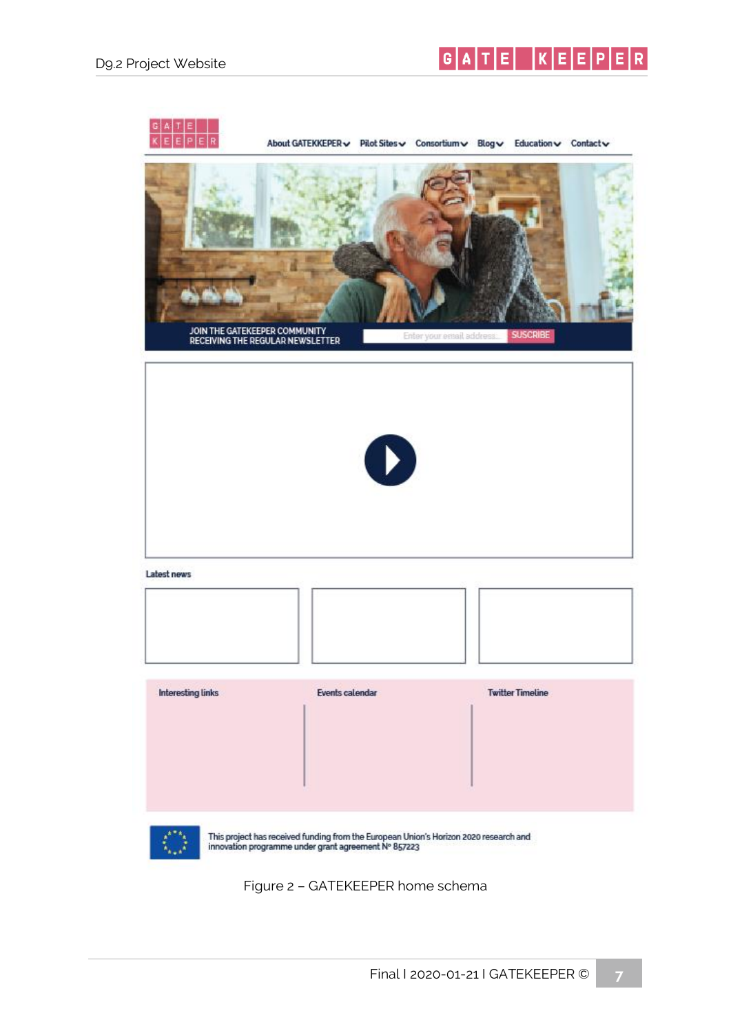Figure 2 – GATEKEEPER home schema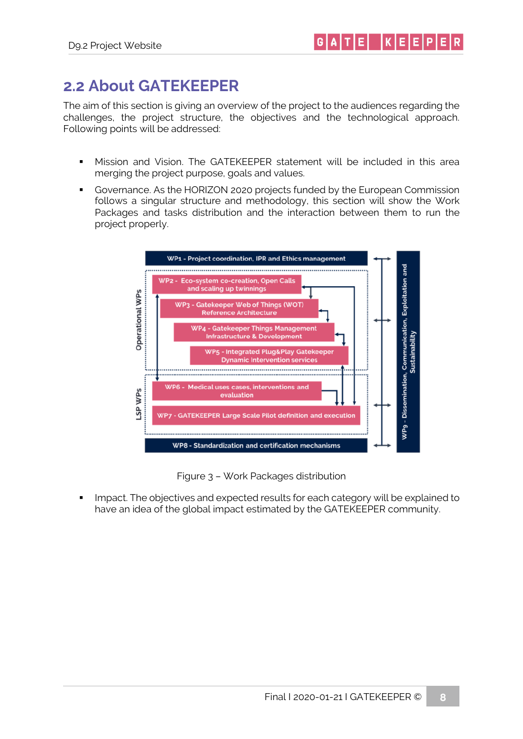## 2.2 About GATEKEEPER

The aim of this section is giving an overview of the project to the audiences regarding the challenges, the project structure, the objectives and the technological approach. Following points will be addressed:

- Mission and Vision. The GATEKEEPER statement will be included in this area merging the project purpose, goals and values.
- Governance. As the HORIZON 2020 projects funded by the European Commission follows a singular structure and methodology, this section will show the Work Packages and tasks distribution and the interaction between them to run the project properly.

WP1 - Project coordination, IPR and Ethics management

Operational WPs

WP2 - Eco-system co-creation, Open Calls and scaling up twinnings

WP3 - Gatekeeper Web of Things (WOT) Reference Architecture

WP4 - Gatekeeper Things Management Infrastructure & Development

WP5 - Integrated Plug&Play Gatekeeper Dynamic Intervention services

LSP WPs

WP6 - Medical uses cases, interventions and evaluation

WP7 - GATEKEEPER Large Scale Pilot definition and execution

WP8 - Standardization and certification mechanisms

WP9 - Dissemination, Communication, Exploitation and Sustainability

Figure 3 – Work Packages distribution

- Impact. The objectives and expected results for each category will be explained to have an idea of the global impact estimated by the GATEKEEPER community.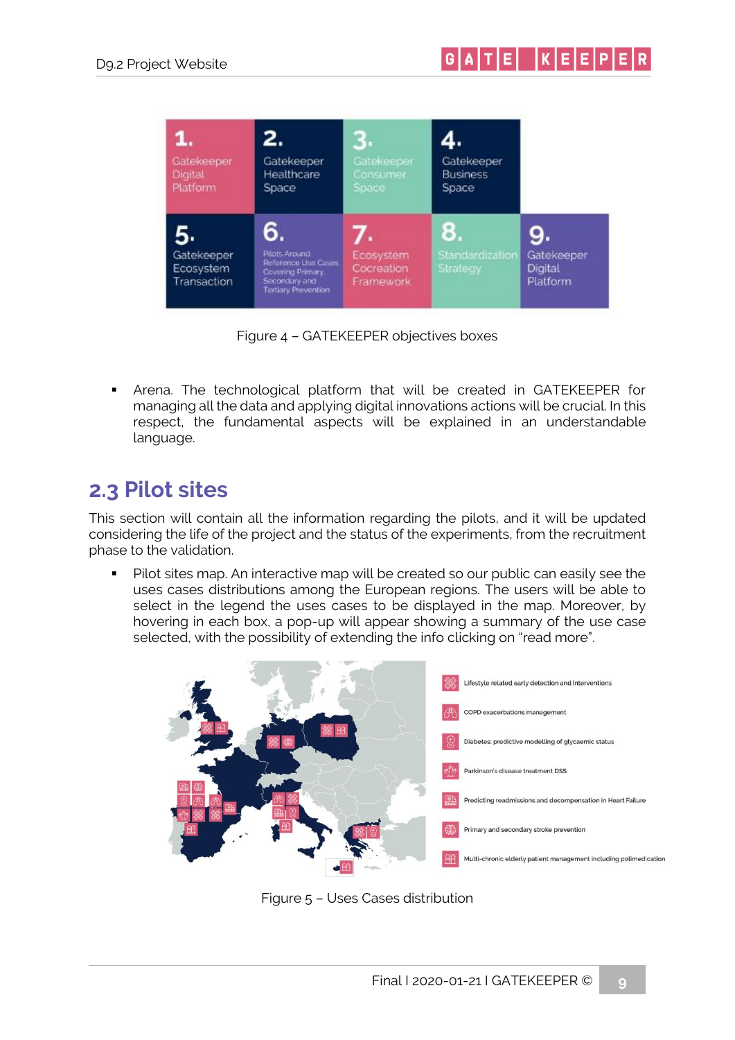| 1. Gatekeeper Digital Platform | 2. Gatekeeper Healthcare Space | 3. Gatekeeper Consumer Space | 4. Gatekeeper Business Space | |
| --- | --- | --- | --- | --- |
| 5. Gatekeeper Ecosystem Transaction | 6. Pilots Around Reference Use Cases Covering Primary, Secondary and Tertiary Prevention | 7. Ecosystem Cocreation Framework | 8. Standardization Strategy | 9. Gatekeeper Digital Platform |

Figure 4 – GATEKEEPER objectives boxes

- Arena. The technological platform that will be created in GATEKEEPER for managing all the data and applying digital innovations actions will be crucial. In this respect, the fundamental aspects will be explained in an understandable language.

## 2.3 Pilot sites

This section will contain all the information regarding the pilots, and it will be updated considering the life of the project and the status of the experiments, from the recruitment phase to the validation.

- Pilot sites map. An interactive map will be created so our public can easily see the uses cases distributions among the European regions. The users will be able to select in the legend the uses cases to be displayed in the map. Moreover, by hovering in each box, a pop-up will appear showing a summary of the use case selected, with the possibility of extending the info clicking on "read more".

Legend:
- Lifestyle related early detection and interventions
- COPD exacerbations management
- Diabetes: predictive modelling of glycaemic status
- Parkinson's disease treatment DSS
- Predicting readmissions and decompensation in Heart Failure
- Primary and secondary stroke prevention
- Multi-chronic elderly patient management including polimedication

Figure 5 – Uses Cases distribution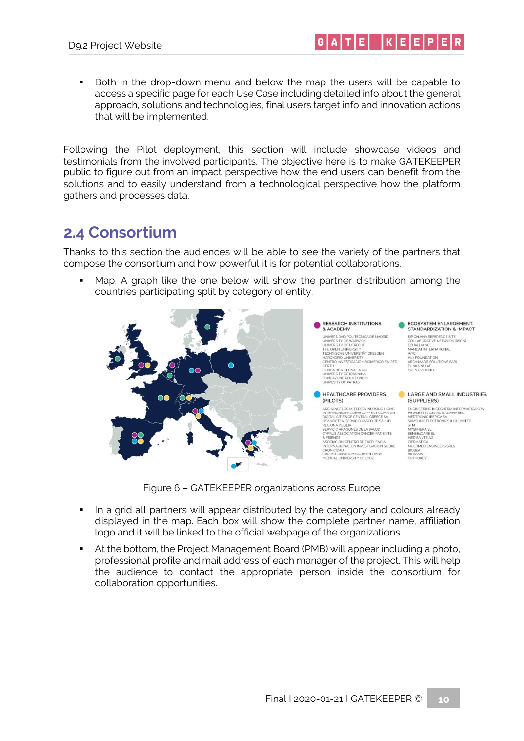- Both in the drop-down menu and below the map the users will be capable to access a specific page for each Use Case including detailed info about the general approach, solutions and technologies, final users target info and innovation actions that will be implemented.

Following the Pilot deployment, this section will include showcase videos and testimonials from the involved participants. The objective here is to make GATEKEEPER public to figure out from an impact perspective how the end users can benefit from the solutions and to easily understand from a technological perspective how the platform gathers and processes data.

## 2.4 Consortium

Thanks to this section the audiences will be able to see the variety of the partners that compose the consortium and how powerful it is for potential collaborations.

- Map. A graph like the one below will show the partner distribution among the countries participating split by category of entity.

**RESEARCH INSTITUTIONS & ACADEMY**

UNIVERSIDAD POLITÉCNICA DE MADRID
UNIVERSITY OF WARWICK
UNIVERSITY OF UTRECHT
THE OPEN UNIVERSITY
TECHNISCHE UNIVERSITÄT DRESDEN
HAROKOPIO UNIVERSITY
CENTRO INVESTIGACIÓN BIOMÉDICO EN RED
CERTH
FUNDACION TECNALIA R&I
UNIVERSITY OF IOANNINA
FONDAZONE POLITECNICO
UNIVERSITY OF PATRAS

**ECOSYSTEM ENLARGEMENT, STANDARDIZATION & IMPACT**

EIP ON AHA REFERENCE SITE COLLABORATIVE NETWORK (RSCN)
ECHALLIANCE
MANDAT INTERNATIONAL
W3C
HL7 FOUNDATION
ARCHIMADE SOLUTIONS SARL
FUNKA NU AB
OPEN EVIDENCE

**HEALTHCARE PROVIDERS (PILOTS)**

ARCHANGELOS M. ELDERY NURSING HOME
INTERMUNICIPAL DEVELOPMENT COMPANY DIGITAL CITIES OF CENTRAL GREECE SA
OSAKIDETZA-SERVICIO VASCO DE SALUD
REGIONA PUGLIA
SERVICIO ARAGONES DE LA SALUD
CYPRUS ASSOCIATION CANCER PATIENTS & FRIENDS
ASOCIACION CENTRO DE EXCELENCIA INTERNACIONAL EN INVESTIGACION SOBRE CRONICIDAD
CARUS CONSILIUM SACHSEN GMBH
MEDICAL UNIVERSITY OF LODZ

**LARGE AND SMALL INDUSTRIES (SUPPLIERS)**

ENGINEERING INGEGNERIA INFORMATICA SPA
HEWLETT PACKARD ITALIANA SRL
MEDTRONIC IBERICA SA
SAMSUNG ELECTRONICS (UK) LIMITED
STM
MYSPHERA SL
SENSE4CARE SL
MEDISANTE AG
IBERMATICA
MULTIMED ENGINEERS SRLS
BIOBEAT
BIOASSIST
ORTHOKEY

Figure 6 – GATEKEEPER organizations across Europe

- In a grid all partners will appear distributed by the category and colours already displayed in the map. Each box will show the complete partner name, affiliation logo and it will be linked to the official webpage of the organizations.
- At the bottom, the Project Management Board (PMB) will appear including a photo, professional profile and mail address of each manager of the project. This will help the audience to contact the appropriate person inside the consortium for collaboration opportunities.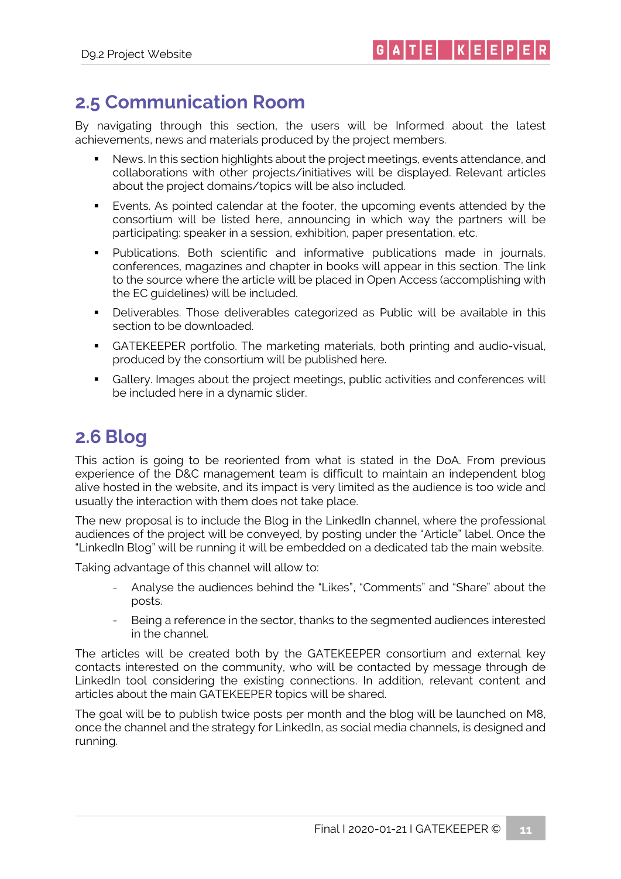## 2.5 Communication Room

By navigating through this section, the users will be Informed about the latest achievements, news and materials produced by the project members.

- News. In this section highlights about the project meetings, events attendance, and collaborations with other projects/initiatives will be displayed. Relevant articles about the project domains/topics will be also included.
- Events. As pointed calendar at the footer, the upcoming events attended by the consortium will be listed here, announcing in which way the partners will be participating: speaker in a session, exhibition, paper presentation, etc.
- Publications. Both scientific and informative publications made in journals, conferences, magazines and chapter in books will appear in this section. The link to the source where the article will be placed in Open Access (accomplishing with the EC guidelines) will be included.
- Deliverables. Those deliverables categorized as Public will be available in this section to be downloaded.
- GATEKEEPER portfolio. The marketing materials, both printing and audio-visual, produced by the consortium will be published here.
- Gallery. Images about the project meetings, public activities and conferences will be included here in a dynamic slider.

## 2.6 Blog

This action is going to be reoriented from what is stated in the DoA. From previous experience of the D&C management team is difficult to maintain an independent blog alive hosted in the website, and its impact is very limited as the audience is too wide and usually the interaction with them does not take place.

The new proposal is to include the Blog in the LinkedIn channel, where the professional audiences of the project will be conveyed, by posting under the "Article" label. Once the "LinkedIn Blog" will be running it will be embedded on a dedicated tab the main website.

Taking advantage of this channel will allow to:

- Analyse the audiences behind the "Likes", "Comments" and "Share" about the posts.
- Being a reference in the sector, thanks to the segmented audiences interested in the channel.

The articles will be created both by the GATEKEEPER consortium and external key contacts interested on the community, who will be contacted by message through de LinkedIn tool considering the existing connections. In addition, relevant content and articles about the main GATEKEEPER topics will be shared.

The goal will be to publish twice posts per month and the blog will be launched on M8, once the channel and the strategy for LinkedIn, as social media channels, is designed and running.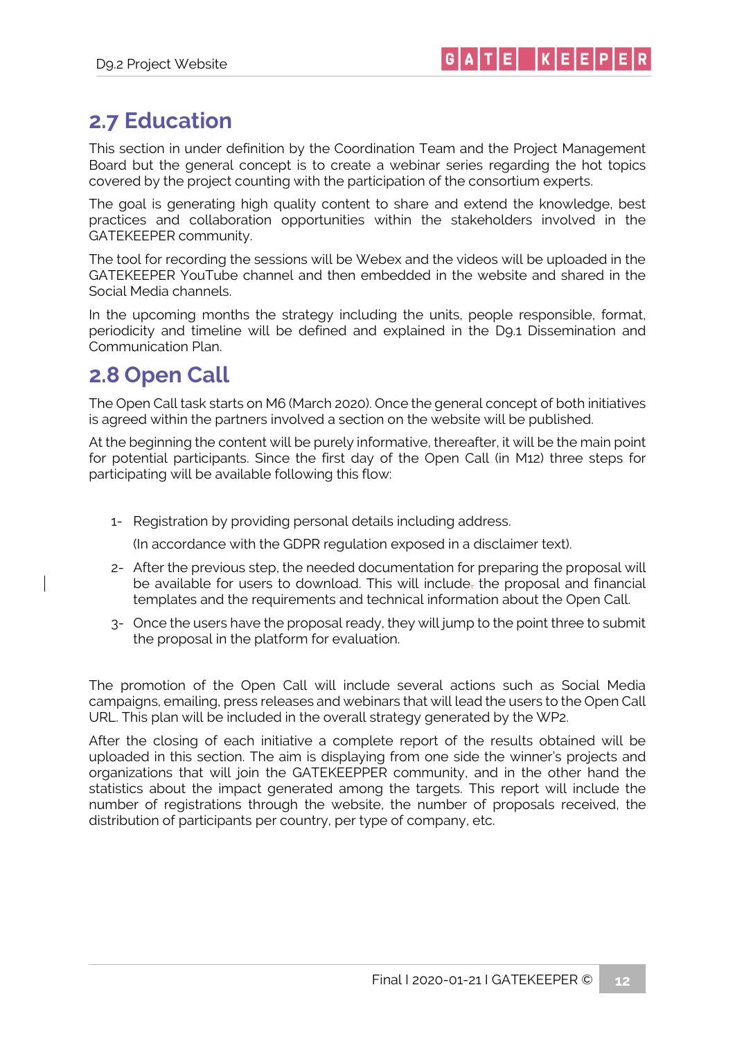## 2.7 Education

This section in under definition by the Coordination Team and the Project Management Board but the general concept is to create a webinar series regarding the hot topics covered by the project counting with the participation of the consortium experts.

The goal is generating high quality content to share and extend the knowledge, best practices and collaboration opportunities within the stakeholders involved in the GATEKEEPER community.

The tool for recording the sessions will be Webex and the videos will be uploaded in the GATEKEEPER YouTube channel and then embedded in the website and shared in the Social Media channels.

In the upcoming months the strategy including the units, people responsible, format, periodicity and timeline will be defined and explained in the D9.1 Dissemination and Communication Plan.

## 2.8 Open Call

The Open Call task starts on M6 (March 2020). Once the general concept of both initiatives is agreed within the partners involved a section on the website will be published.

At the beginning the content will be purely informative, thereafter, it will be the main point for potential participants. Since the first day of the Open Call (in M12) three steps for participating will be available following this flow:

1- Registration by providing personal details including address.

   (In accordance with the GDPR regulation exposed in a disclaimer text).

2- After the previous step, the needed documentation for preparing the proposal will be available for users to download. This will include the proposal and financial templates and the requirements and technical information about the Open Call.

3- Once the users have the proposal ready, they will jump to the point three to submit the proposal in the platform for evaluation.

The promotion of the Open Call will include several actions such as Social Media campaigns, emailing, press releases and webinars that will lead the users to the Open Call URL. This plan will be included in the overall strategy generated by the WP2.

After the closing of each initiative a complete report of the results obtained will be uploaded in this section. The aim is displaying from one side the winner's projects and organizations that will join the GATEKEEPPER community, and in the other hand the statistics about the impact generated among the targets. This report will include the number of registrations through the website, the number of proposals received, the distribution of participants per country, per type of company, etc.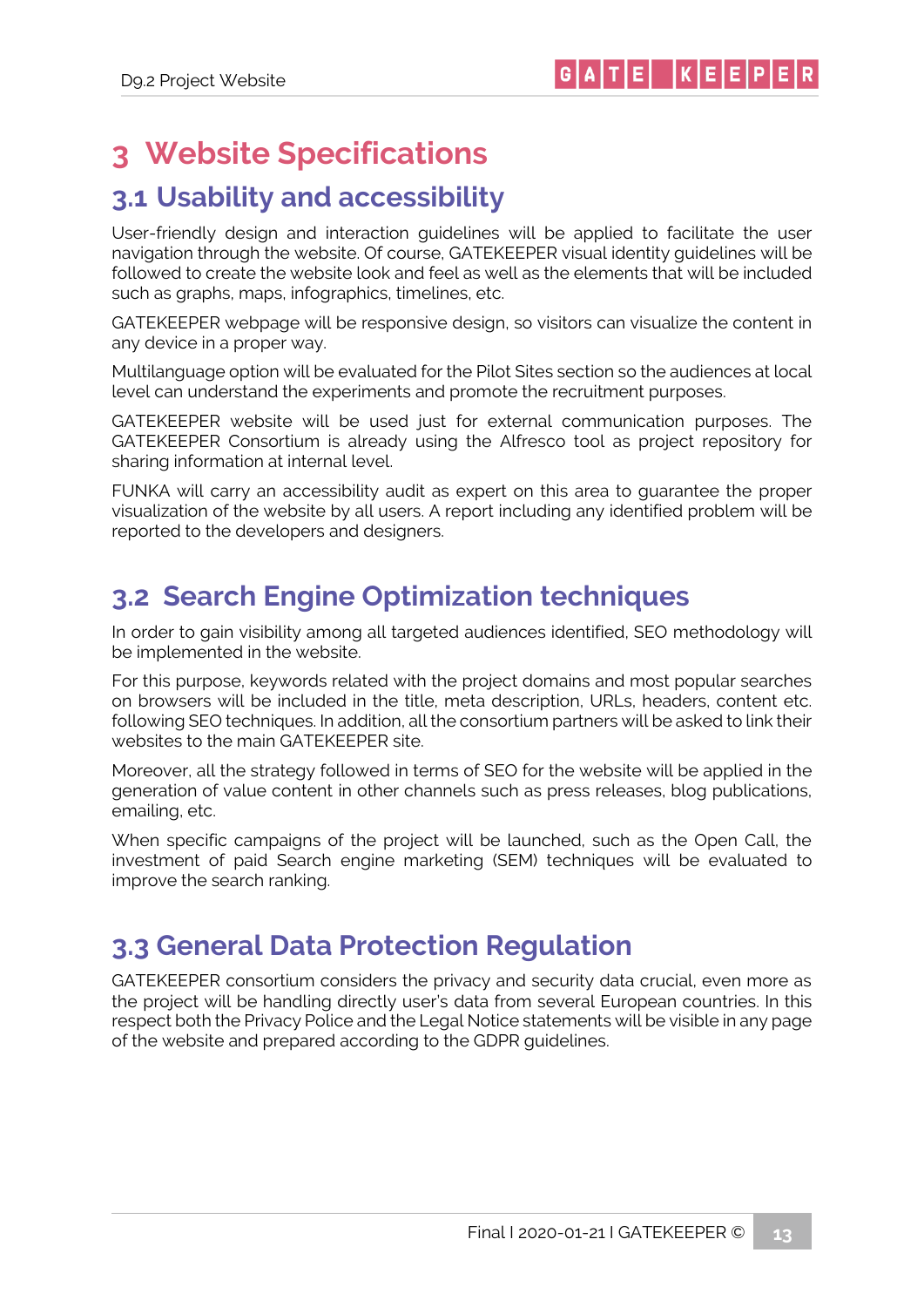# 3 Website Specifications

## 3.1 Usability and accessibility

User-friendly design and interaction guidelines will be applied to facilitate the user navigation through the website. Of course, GATEKEEPER visual identity guidelines will be followed to create the website look and feel as well as the elements that will be included such as graphs, maps, infographics, timelines, etc.

GATEKEEPER webpage will be responsive design, so visitors can visualize the content in any device in a proper way.

Multilanguage option will be evaluated for the Pilot Sites section so the audiences at local level can understand the experiments and promote the recruitment purposes.

GATEKEEPER website will be used just for external communication purposes. The GATEKEEPER Consortium is already using the Alfresco tool as project repository for sharing information at internal level.

FUNKA will carry an accessibility audit as expert on this area to guarantee the proper visualization of the website by all users. A report including any identified problem will be reported to the developers and designers.

## 3.2 Search Engine Optimization techniques

In order to gain visibility among all targeted audiences identified, SEO methodology will be implemented in the website.

For this purpose, keywords related with the project domains and most popular searches on browsers will be included in the title, meta description, URLs, headers, content etc. following SEO techniques. In addition, all the consortium partners will be asked to link their websites to the main GATEKEEPER site.

Moreover, all the strategy followed in terms of SEO for the website will be applied in the generation of value content in other channels such as press releases, blog publications, emailing, etc.

When specific campaigns of the project will be launched, such as the Open Call, the investment of paid Search engine marketing (SEM) techniques will be evaluated to improve the search ranking.

## 3.3 General Data Protection Regulation

GATEKEEPER consortium considers the privacy and security data crucial, even more as the project will be handling directly user's data from several European countries. In this respect both the Privacy Police and the Legal Notice statements will be visible in any page of the website and prepared according to the GDPR guidelines.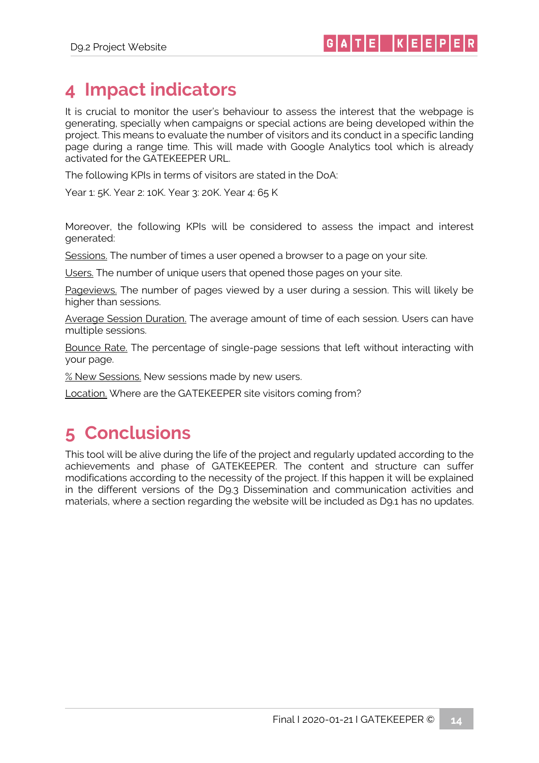# 4 Impact indicators

It is crucial to monitor the user's behaviour to assess the interest that the webpage is generating, specially when campaigns or special actions are being developed within the project. This means to evaluate the number of visitors and its conduct in a specific landing page during a range time. This will made with Google Analytics tool which is already activated for the GATEKEEPER URL.

The following KPIs in terms of visitors are stated in the DoA:

Year 1: 5K. Year 2: 10K. Year 3: 20K. Year 4: 65 K

Moreover, the following KPIs will be considered to assess the impact and interest generated:

<u>Sessions.</u> The number of times a user opened a browser to a page on your site.

<u>Users.</u> The number of unique users that opened those pages on your site.

<u>Pageviews.</u> The number of pages viewed by a user during a session. This will likely be higher than sessions.

<u>Average Session Duration.</u> The average amount of time of each session. Users can have multiple sessions.

<u>Bounce Rate.</u> The percentage of single-page sessions that left without interacting with your page.

<u>% New Sessions.</u> New sessions made by new users.

<u>Location.</u> Where are the GATEKEEPER site visitors coming from?

# 5 Conclusions

This tool will be alive during the life of the project and regularly updated according to the achievements and phase of GATEKEEPER. The content and structure can suffer modifications according to the necessity of the project. If this happen it will be explained in the different versions of the D9.3 Dissemination and communication activities and materials, where a section regarding the website will be included as D9.1 has no updates.